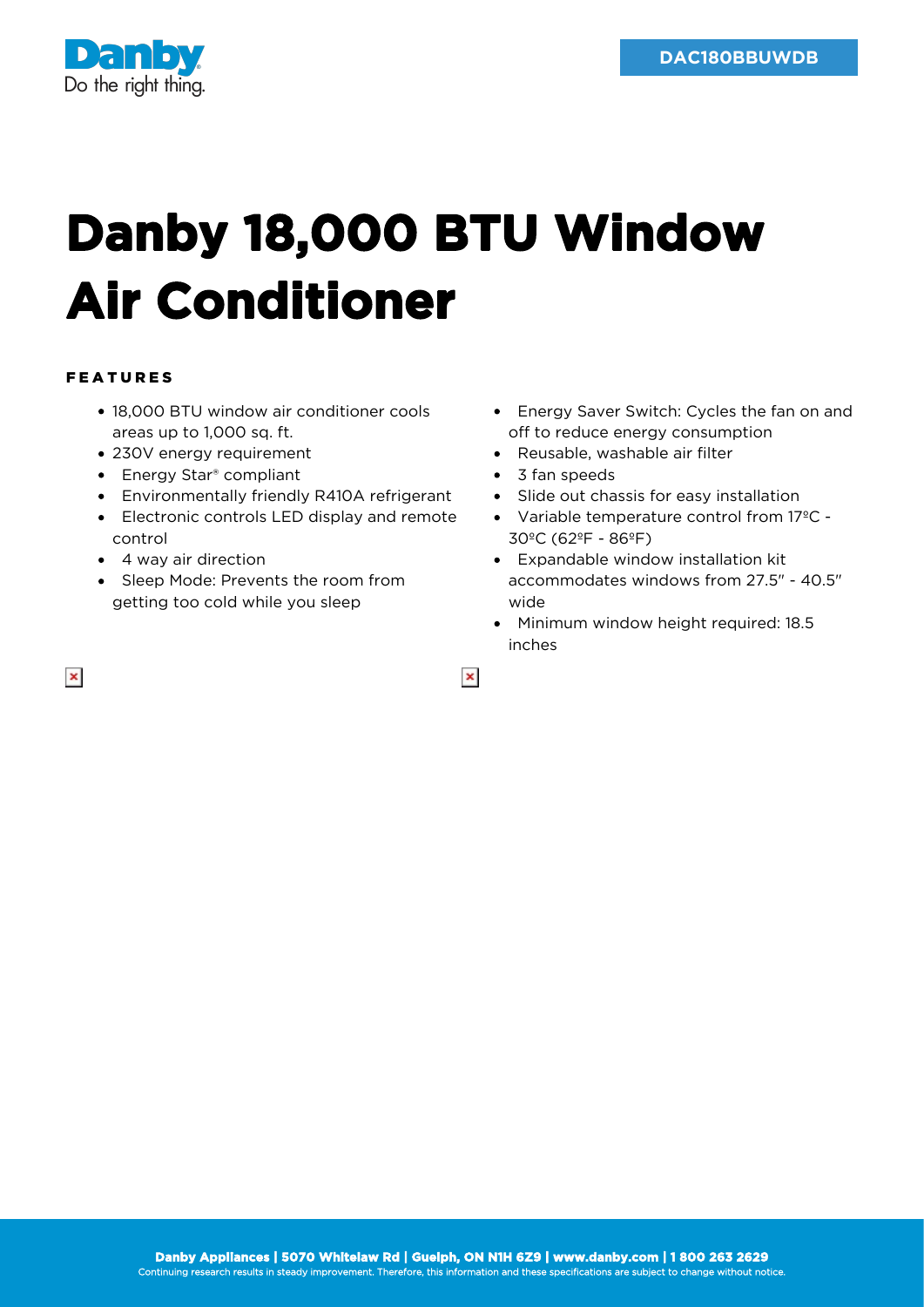DAC180BBUWDB

# Danby 18,000 BTU Window Air Conditioner

### FEATURES

- 18,000 BTU window air conditioner cools areas up to 1,000 sq. ft.
- 230V energy requirement
- Energy Star® compliant
- Environmentally friendly R410A refrigerant
- Electronic controls LED display and remote control
- 4 way air direction
- Sleep Mode: Prevents the room from getting too cold while you sleep
- Energy Saver Switch: Cycles the fan on and off to reduce energy consumption
- Reusable, washable air filter
- 3 fan speeds
- Slide out chassis for easy installation
- Variable temperature control from 17ºC - 30ºC (62ºF - 86ºF)
- Expandable window installation kit accommodates windows from 27.5" - 40.5" wide
- Minimum window height required: 18.5 inches

**Danby Appliances | 5070 Whitelaw Rd | Guelph, ON N1H 6Z9 | www.danby.com | 1 800 263 2629**

Continuing research results in steady improvement. Therefore, this information and these specifications are subject to change without notice.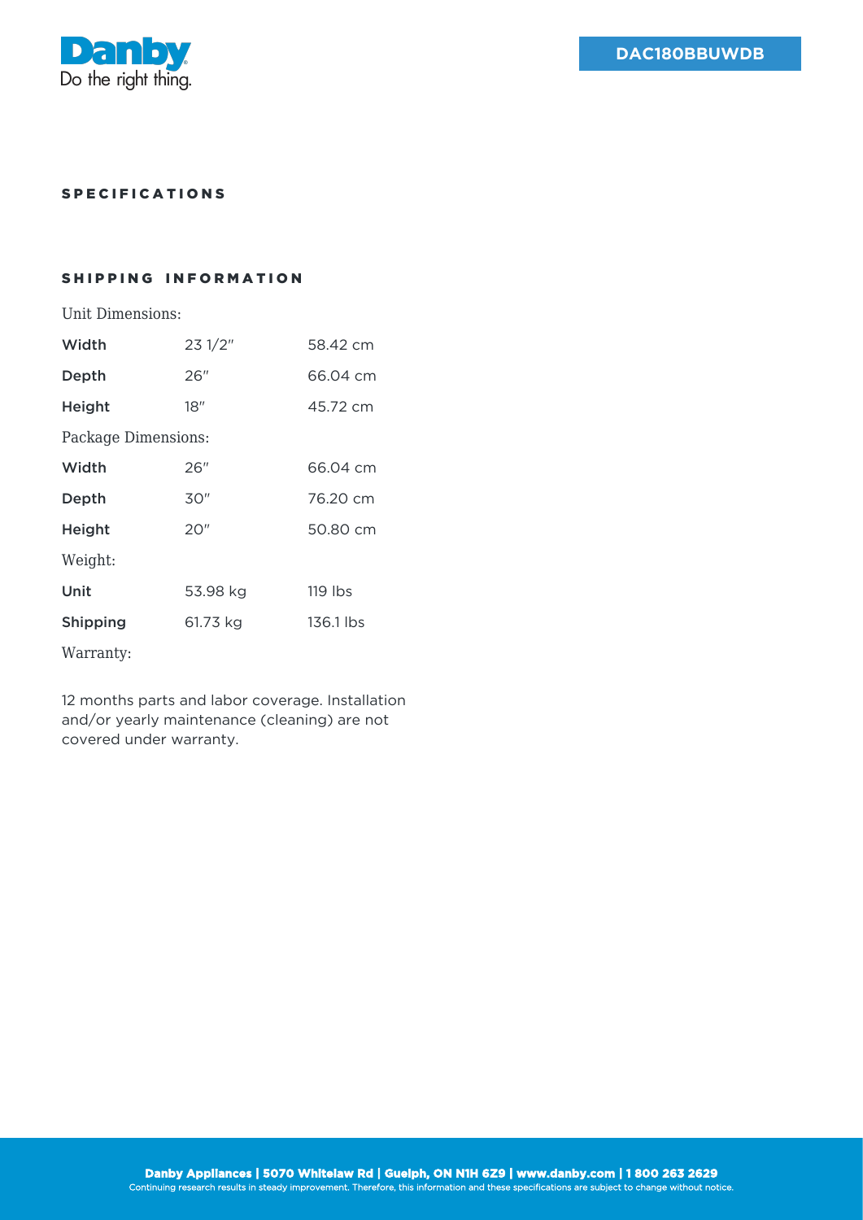## SPECIFICATIONS

### SHIPPING INFORMATION

Unit Dimensions:

| | | |
|---|---|---|
| **Width** | 23 1/2" | 58.42 cm |
| **Depth** | 26" | 66.04 cm |
| **Height** | 18" | 45.72 cm |

Package Dimensions:

| | | |
|---|---|---|
| **Width** | 26" | 66.04 cm |
| **Depth** | 30" | 76.20 cm |
| **Height** | 20" | 50.80 cm |

Weight:

| | | |
|---|---|---|
| **Unit** | 53.98 kg | 119 lbs |
| **Shipping** | 61.73 kg | 136.1 lbs |

Warranty:

12 months parts and labor coverage. Installation and/or yearly maintenance (cleaning) are not covered under warranty.